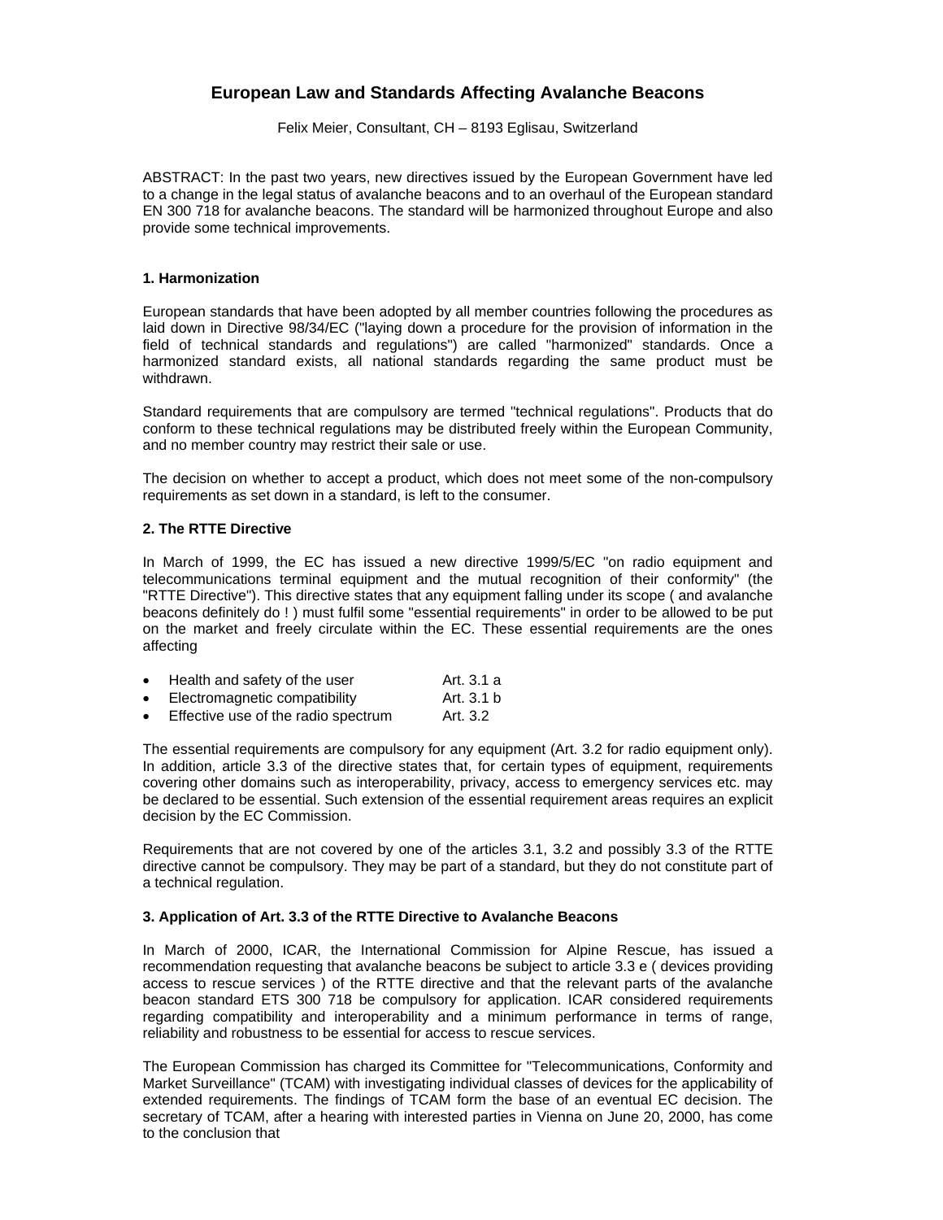# European Law and Standards Affecting Avalanche Beacons

Felix Meier, Consultant, CH – 8193 Eglisau, Switzerland

ABSTRACT: In the past two years, new directives issued by the European Government have led to a change in the legal status of avalanche beacons and to an overhaul of the European standard EN 300 718 for avalanche beacons. The standard will be harmonized throughout Europe and also provide some technical improvements.

## 1. Harmonization

European standards that have been adopted by all member countries following the procedures as laid down in Directive 98/34/EC ("laying down a procedure for the provision of information in the field of technical standards and regulations") are called "harmonized" standards. Once a harmonized standard exists, all national standards regarding the same product must be withdrawn.

Standard requirements that are compulsory are termed "technical regulations". Products that do conform to these technical regulations may be distributed freely within the European Community, and no member country may restrict their sale or use.

The decision on whether to accept a product, which does not meet some of the non-compulsory requirements as set down in a standard, is left to the consumer.

## 2. The RTTE Directive

In March of 1999, the EC has issued a new directive 1999/5/EC "on radio equipment and telecommunications terminal equipment and the mutual recognition of their conformity" (the "RTTE Directive"). This directive states that any equipment falling under its scope ( and avalanche beacons definitely do ! ) must fulfil some "essential requirements" in order to be allowed to be put on the market and freely circulate within the EC. These essential requirements are the ones affecting

- Health and safety of the user Art. 3.1 a
- Electromagnetic compatibility Art. 3.1 b
- Effective use of the radio spectrum Art. 3.2

The essential requirements are compulsory for any equipment (Art. 3.2 for radio equipment only). In addition, article 3.3 of the directive states that, for certain types of equipment, requirements covering other domains such as interoperability, privacy, access to emergency services etc. may be declared to be essential. Such extension of the essential requirement areas requires an explicit decision by the EC Commission.

Requirements that are not covered by one of the articles 3.1, 3.2 and possibly 3.3 of the RTTE directive cannot be compulsory. They may be part of a standard, but they do not constitute part of a technical regulation.

## 3. Application of Art. 3.3 of the RTTE Directive to Avalanche Beacons

In March of 2000, ICAR, the International Commission for Alpine Rescue, has issued a recommendation requesting that avalanche beacons be subject to article 3.3 e ( devices providing access to rescue services ) of the RTTE directive and that the relevant parts of the avalanche beacon standard ETS 300 718 be compulsory for application. ICAR considered requirements regarding compatibility and interoperability and a minimum performance in terms of range, reliability and robustness to be essential for access to rescue services.

The European Commission has charged its Committee for "Telecommunications, Conformity and Market Surveillance" (TCAM) with investigating individual classes of devices for the applicability of extended requirements. The findings of TCAM form the base of an eventual EC decision. The secretary of TCAM, after a hearing with interested parties in Vienna on June 20, 2000, has come to the conclusion that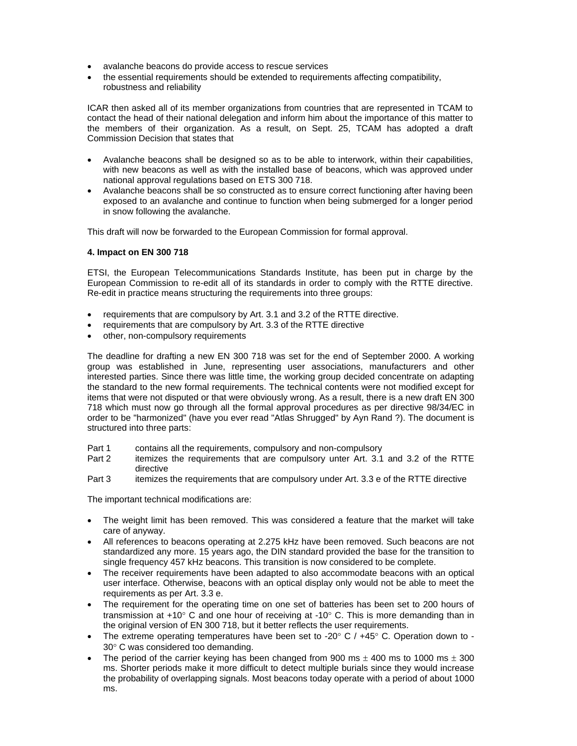- avalanche beacons do provide access to rescue services
- the essential requirements should be extended to requirements affecting compatibility, robustness and reliability

ICAR then asked all of its member organizations from countries that are represented in TCAM to contact the head of their national delegation and inform him about the importance of this matter to the members of their organization. As a result, on Sept. 25, TCAM has adopted a draft Commission Decision that states that

- Avalanche beacons shall be designed so as to be able to interwork, within their capabilities, with new beacons as well as with the installed base of beacons, which was approved under national approval regulations based on ETS 300 718.
- Avalanche beacons shall be so constructed as to ensure correct functioning after having been exposed to an avalanche and continue to function when being submerged for a longer period in snow following the avalanche.

This draft will now be forwarded to the European Commission for formal approval.

**4. Impact on EN 300 718**

ETSI, the European Telecommunications Standards Institute, has been put in charge by the European Commission to re-edit all of its standards in order to comply with the RTTE directive. Re-edit in practice means structuring the requirements into three groups:

- requirements that are compulsory by Art. 3.1 and 3.2 of the RTTE directive.
- requirements that are compulsory by Art. 3.3 of the RTTE directive
- other, non-compulsory requirements

The deadline for drafting a new EN 300 718 was set for the end of September 2000. A working group was established in June, representing user associations, manufacturers and other interested parties. Since there was little time, the working group decided concentrate on adapting the standard to the new formal requirements. The technical contents were not modified except for items that were not disputed or that were obviously wrong. As a result, there is a new draft EN 300 718 which must now go through all the formal approval procedures as per directive 98/34/EC in order to be "harmonized" (have you ever read "Atlas Shrugged" by Ayn Rand ?). The document is structured into three parts:

Part 1 contains all the requirements, compulsory and non-compulsory
Part 2 itemizes the requirements that are compulsory unter Art. 3.1 and 3.2 of the RTTE directive
Part 3 itemizes the requirements that are compulsory under Art. 3.3 e of the RTTE directive

The important technical modifications are:

- The weight limit has been removed. This was considered a feature that the market will take care of anyway.
- All references to beacons operating at 2.275 kHz have been removed. Such beacons are not standardized any more. 15 years ago, the DIN standard provided the base for the transition to single frequency 457 kHz beacons. This transition is now considered to be complete.
- The receiver requirements have been adapted to also accommodate beacons with an optical user interface. Otherwise, beacons with an optical display only would not be able to meet the requirements as per Art. 3.3 e.
- The requirement for the operating time on one set of batteries has been set to 200 hours of transmission at +10° C and one hour of receiving at -10° C. This is more demanding than in the original version of EN 300 718, but it better reflects the user requirements.
- The extreme operating temperatures have been set to -20° C / +45° C. Operation down to -30° C was considered too demanding.
- The period of the carrier keying has been changed from 900 ms ± 400 ms to 1000 ms ± 300 ms. Shorter periods make it more difficult to detect multiple burials since they would increase the probability of overlapping signals. Most beacons today operate with a period of about 1000 ms.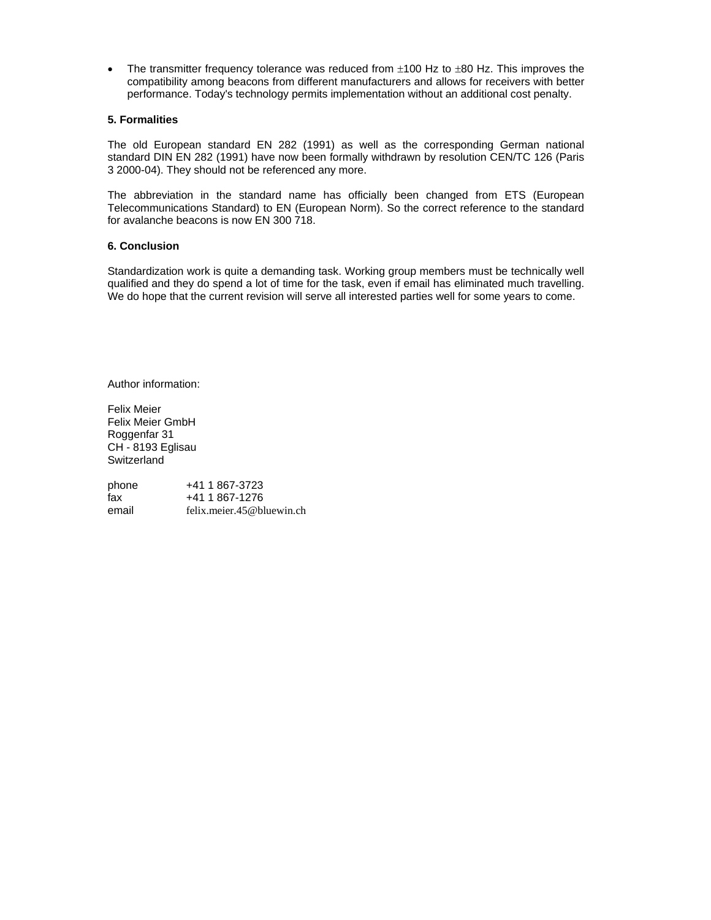- The transmitter frequency tolerance was reduced from ±100 Hz to ±80 Hz. This improves the compatibility among beacons from different manufacturers and allows for receivers with better performance. Today's technology permits implementation without an additional cost penalty.

**5. Formalities**

The old European standard EN 282 (1991) as well as the corresponding German national standard DIN EN 282 (1991) have now been formally withdrawn by resolution CEN/TC 126 (Paris 3 2000-04). They should not be referenced any more.

The abbreviation in the standard name has officially been changed from ETS (European Telecommunications Standard) to EN (European Norm). So the correct reference to the standard for avalanche beacons is now EN 300 718.

**6. Conclusion**

Standardization work is quite a demanding task. Working group members must be technically well qualified and they do spend a lot of time for the task, even if email has eliminated much travelling. We do hope that the current revision will serve all interested parties well for some years to come.

Author information:

Felix Meier
Felix Meier GmbH
Roggenfar 31
CH - 8193 Eglisau
Switzerland

| | |
|---|---|
| phone | +41 1 867-3723 |
| fax | +41 1 867-1276 |
| email | felix.meier.45@bluewin.ch |